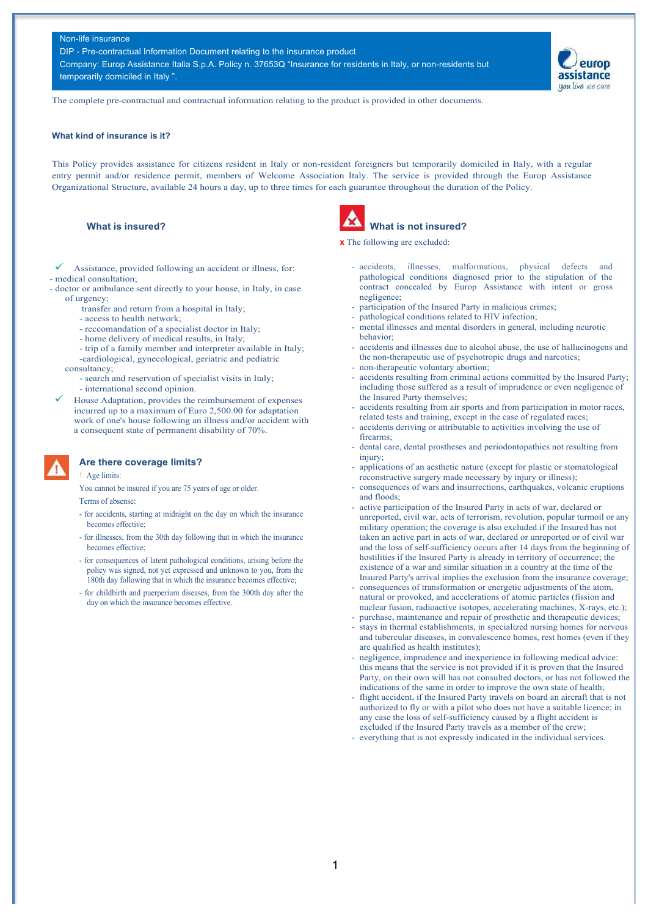Non-life insurance

DIP - Pre-contractual Information Document relating to the insurance product

Company: Europ Assistance Italia S.p.A. Policy n. 37653Q "Insurance for residents in Italy, or non-residents but temporarily domiciled in Italy ".

The complete pre-contractual and contractual information relating to the product is provided in other documents.

## What kind of insurance is it?

This Policy provides assistance for citizens resident in Italy or non-resident foreigners but temporarily domiciled in Italy, with a regular entry permit and/or residence permit, members of Welcome Association Italy. The service is provided through the Europ Assistance Organizational Structure, available 24 hours a day, up to three times for each guarantee throughout the duration of the Policy.

## What is insured?

✓ Assistance, provided following an accident or illness, for:
- medical consultation;
- doctor or ambulance sent directly to your house, in Italy, in case of urgency;
  transfer and return from a hospital in Italy;
  - access to health network;
  - reccomandation of a specialist doctor in Italy;
  - home delivery of medical results, in Italy;
  - trip of a family member and interpreter available in Italy;
  -cardiological, gynecological, geriatric and pediatric consultancy;
  - search and reservation of specialist visits in Italy;
  - international second opinion.

✓ House Adaptation, provides the reimbursement of expenses incurred up to a maximum of Euro 2,500.00 for adaptation work of one's house following an illness and/or accident with a consequent state of permanent disability of 70%.

## What is not insured?

✘ The following are excluded:

- accidents, illnesses, malformations, physical defects and pathological conditions diagnosed prior to the stipulation of the contract concealed by Europ Assistance with intent or gross negligence;
- participation of the Insured Party in malicious crimes;
- pathological conditions related to HIV infection;
- mental illnesses and mental disorders in general, including neurotic behavior;
- accidents and illnesses due to alcohol abuse, the use of hallucinogens and the non-therapeutic use of psychotropic drugs and narcotics;
- non-therapeutic voluntary abortion;
- accidents resulting from criminal actions committed by the Insured Party; including those suffered as a result of imprudence or even negligence of the Insured Party themselves;
- accidents resulting from air sports and from participation in motor races, related tests and training, except in the case of regulated races;
- accidents deriving or attributable to activities involving the use of firearms;
- dental care, dental prostheses and periodontopathies not resulting from injury;
- applications of an aesthetic nature (except for plastic or stomatological reconstructive surgery made necessary by injury or illness);
- consequences of wars and insurrections, earthquakes, volcanic eruptions and floods;
- active participation of the Insured Party in acts of war, declared or unreported, civil war, acts of terrorism, revolution, popular turmoil or any military operation; the coverage is also excluded if the Insured has not taken an active part in acts of war, declared or unreported or of civil war and the loss of self-sufficiency occurs after 14 days from the beginning of hostilities if the Insured Party is already in territory of occurrence; the existence of a war and similar situation in a country at the time of the Insured Party's arrival implies the exclusion from the insurance coverage;
- consequences of transformation or energetic adjustments of the atom, natural or provoked, and accelerations of atomic particles (fission and nuclear fusion, radioactive isotopes, accelerating machines, X-rays, etc.);
- purchase, maintenance and repair of prosthetic and therapeutic devices;
- stays in thermal establishments, in specialized nursing homes for nervous and tubercular diseases, in convalescence homes, rest homes (even if they are qualified as health institutes);
- negligence, imprudence and inexperience in following medical advice: this means that the service is not provided if it is proven that the Insured Party, on their own will has not consulted doctors, or has not followed the indications of the same in order to improve the own state of health;
- flight accident, if the Insured Party travels on board an aircraft that is not authorized to fly or with a pilot who does not have a suitable licence; in any case the loss of self-sufficiency caused by a flight accident is excluded if the Insured Party travels as a member of the crew;
- everything that is not expressly indicated in the individual services.

## Are there coverage limits?

! Age limits:

You cannot be insured if you are 75 years of age or older.

Terms of absense:

- for accidents, starting at midnight on the day on which the insurance becomes effective;
- for illnesses, from the 30th day following that in which the insurance becomes effective;
- for consequences of latent pathological conditions, arising before the policy was signed, not yet expressed and unknown to you, from the 180th day following that in which the insurance becomes effective;
- for childbirth and puerperium diseases, from the 300th day after the day on which the insurance becomes effective.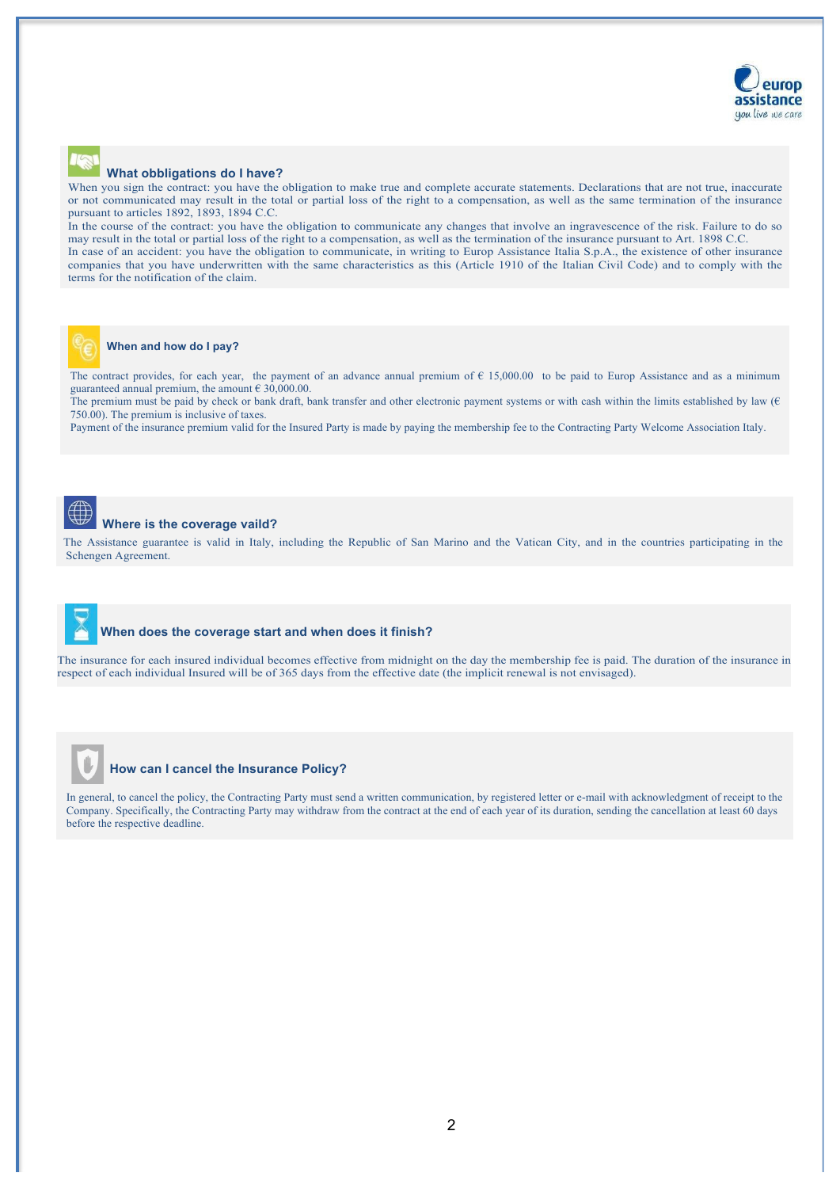## What obbligations do I have?

When you sign the contract: you have the obligation to make true and complete accurate statements. Declarations that are not true, inaccurate or not communicated may result in the total or partial loss of the right to a compensation, as well as the same termination of the insurance pursuant to articles 1892, 1893, 1894 C.C.

In the course of the contract: you have the obligation to communicate any changes that involve an ingravescence of the risk. Failure to do so may result in the total or partial loss of the right to a compensation, as well as the termination of the insurance pursuant to Art. 1898 C.C.

In case of an accident: you have the obligation to communicate, in writing to Europ Assistance Italia S.p.A., the existence of other insurance companies that you have underwritten with the same characteristics as this (Article 1910 of the Italian Civil Code) and to comply with the terms for the notification of the claim.

## When and how do I pay?

The contract provides, for each year, the payment of an advance annual premium of € 15,000.00 to be paid to Europ Assistance and as a minimum guaranteed annual premium, the amount € 30,000.00.

The premium must be paid by check or bank draft, bank transfer and other electronic payment systems or with cash within the limits established by law (€ 750.00). The premium is inclusive of taxes.

Payment of the insurance premium valid for the Insured Party is made by paying the membership fee to the Contracting Party Welcome Association Italy.

## Where is the coverage vaild?

The Assistance guarantee is valid in Italy, including the Republic of San Marino and the Vatican City, and in the countries participating in the Schengen Agreement.

## When does the coverage start and when does it finish?

The insurance for each insured individual becomes effective from midnight on the day the membership fee is paid. The duration of the insurance in respect of each individual Insured will be of 365 days from the effective date (the implicit renewal is not envisaged).

## How can I cancel the Insurance Policy?

In general, to cancel the policy, the Contracting Party must send a written communication, by registered letter or e-mail with acknowledgment of receipt to the Company. Specifically, the Contracting Party may withdraw from the contract at the end of each year of its duration, sending the cancellation at least 60 days before the respective deadline.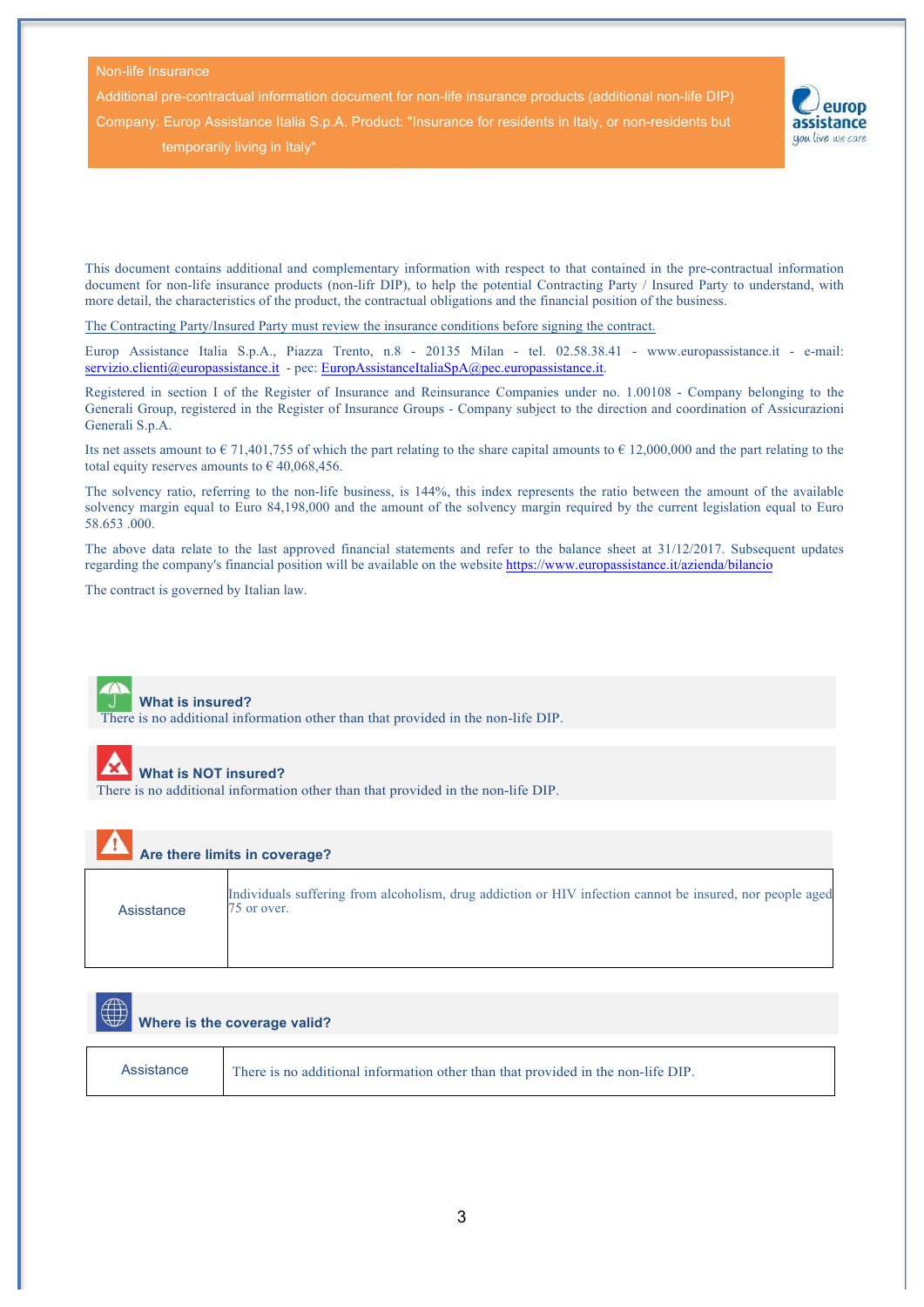Non-life Insurance

Additional pre-contractual information document for non-life insurance products (additional non-life DIP)

Company: Europ Assistance Italia S.p.A. Product: "Insurance for residents in Italy, or non-residents but temporarily living in Italy"

This document contains additional and complementary information with respect to that contained in the pre-contractual information document for non-life insurance products (non-lifr DIP), to help the potential Contracting Party / Insured Party to understand, with more detail, the characteristics of the product, the contractual obligations and the financial position of the business.

The Contracting Party/Insured Party must review the insurance conditions before signing the contract.

Europ Assistance Italia S.p.A., Piazza Trento, n.8 - 20135 Milan - tel. 02.58.38.41 - www.europassistance.it - e-mail: servizio.clienti@europassistance.it - pec: EuropAssistanceItaliaSpA@pec.europassistance.it.

Registered in section I of the Register of Insurance and Reinsurance Companies under no. 1.00108 - Company belonging to the Generali Group, registered in the Register of Insurance Groups - Company subject to the direction and coordination of Assicurazioni Generali S.p.A.

Its net assets amount to € 71,401,755 of which the part relating to the share capital amounts to € 12,000,000 and the part relating to the total equity reserves amounts to € 40,068,456.

The solvency ratio, referring to the non-life business, is 144%, this index represents the ratio between the amount of the available solvency margin equal to Euro 84,198,000 and the amount of the solvency margin required by the current legislation equal to Euro 58.653 .000.

The above data relate to the last approved financial statements and refer to the balance sheet at 31/12/2017. Subsequent updates regarding the company's financial position will be available on the website https://www.europassistance.it/azienda/bilancio

The contract is governed by Italian law.

## What is insured?

There is no additional information other than that provided in the non-life DIP.

## What is NOT insured?

There is no additional information other than that provided in the non-life DIP.

## Are there limits in coverage?

| | |
|---|---|
| Asisstance | Individuals suffering from alcoholism, drug addiction or HIV infection cannot be insured, nor people aged 75 or over. |

## Where is the coverage valid?

| | |
|---|---|
| Assistance | There is no additional information other than that provided in the non-life DIP. |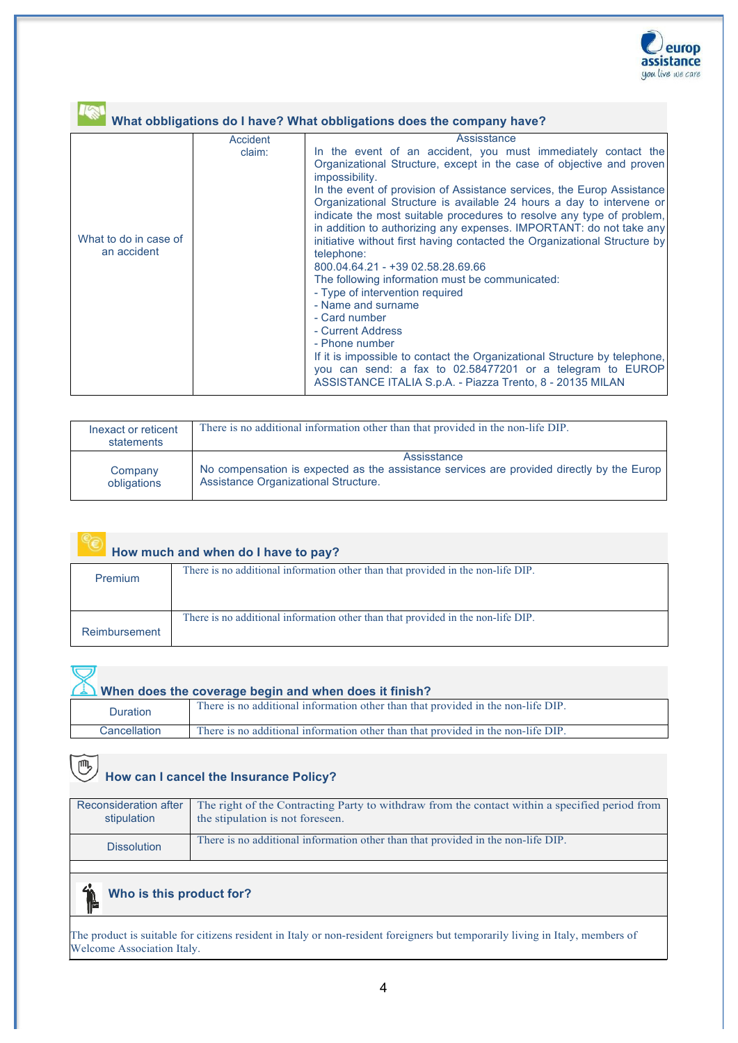## What obligations do I have? What obligations does the company have?

| | | |
|---|---|---|
| What to do in case of an accident | Accident claim: | Assistance<br>In the event of an accident, you must immediately contact the Organizational Structure, except in the case of objective and proven impossibility.<br>In the event of provision of Assistance services, the Europ Assistance Organizational Structure is available 24 hours a day to intervene or indicate the most suitable procedures to resolve any type of problem, in addition to authorizing any expenses. IMPORTANT: do not take any initiative without first having contacted the Organizational Structure by telephone:<br>800.04.64.21 - +39 02.58.28.69.66<br>The following information must be communicated:<br>- Type of intervention required<br>- Name and surname<br>- Card number<br>- Current Address<br>- Phone number<br>If it is impossible to contact the Organizational Structure by telephone, you can send: a fax to 02.58477201 or a telegram to EUROP ASSISTANCE ITALIA S.p.A. - Piazza Trento, 8 - 20135 MILAN |

| | |
|---|---|
| Inexact or reticent statements | There is no additional information other than that provided in the non-life DIP. |
| Company obligations | Assistance<br>No compensation is expected as the assistance services are provided directly by the Europ Assistance Organizational Structure. |

## How much and when do I have to pay?

| | |
|---|---|
| Premium | There is no additional information other than that provided in the non-life DIP. |
| Reimbursement | There is no additional information other than that provided in the non-life DIP. |

## When does the coverage begin and when does it finish?

| | |
|---|---|
| Duration | There is no additional information other than that provided in the non-life DIP. |
| Cancellation | There is no additional information other than that provided in the non-life DIP. |

## How can I cancel the Insurance Policy?

| | |
|---|---|
| Reconsideration after stipulation | The right of the Contracting Party to withdraw from the contact within a specified period from the stipulation is not foreseen. |
| Dissolution | There is no additional information other than that provided in the non-life DIP. |

## Who is this product for?

The product is suitable for citizens resident in Italy or non-resident foreigners but temporarily living in Italy, members of Welcome Association Italy.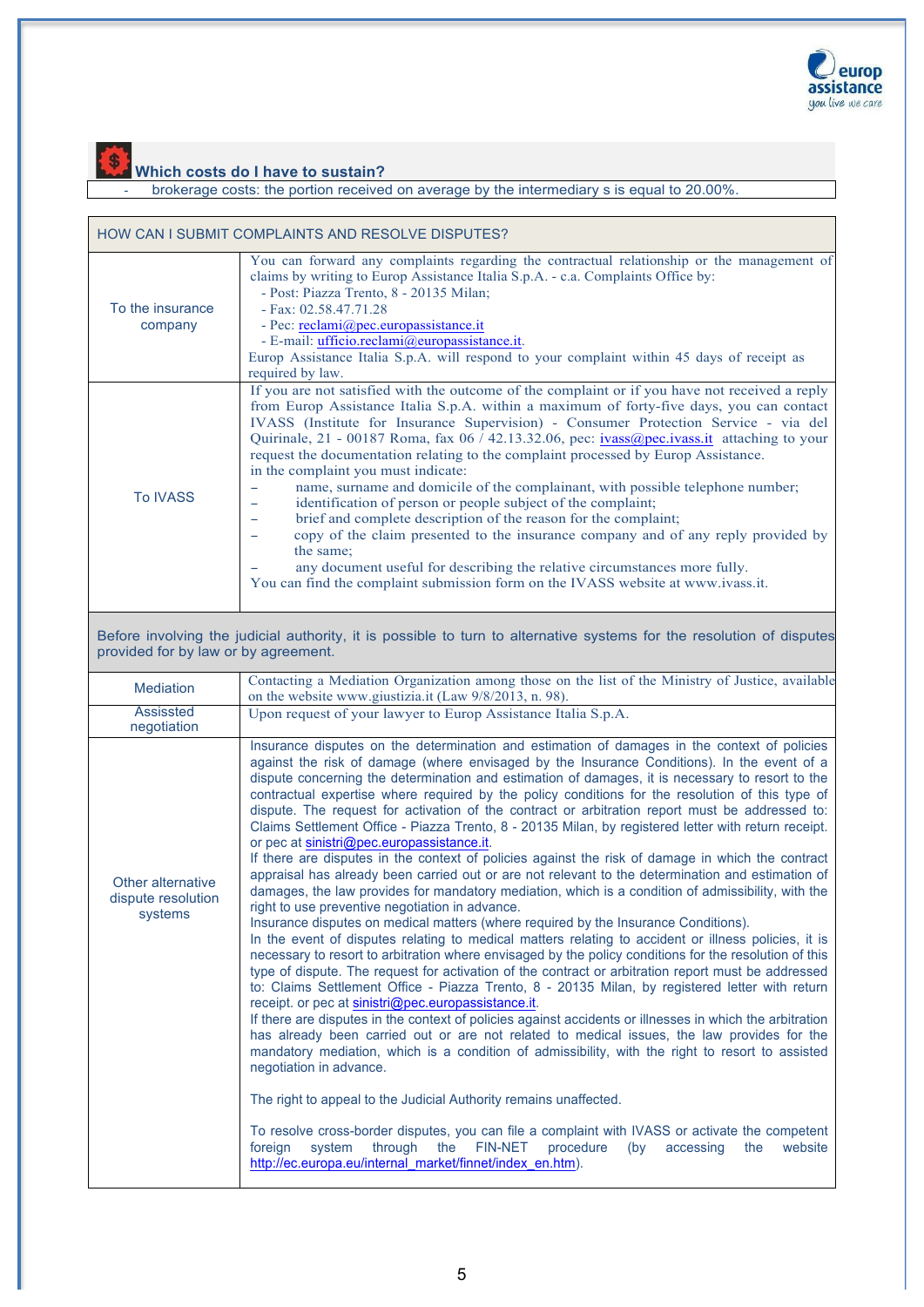## Which costs do I have to sustain?

- brokerage costs: the portion received on average by the intermediary s is equal to 20.00%.

| HOW CAN I SUBMIT COMPLAINTS AND RESOLVE DISPUTES? | |
|---|---|
| To the insurance company | You can forward any complaints regarding the contractual relationship or the management of claims by writing to Europ Assistance Italia S.p.A. - c.a. Complaints Office by:<br>- Post: Piazza Trento, 8 - 20135 Milan;<br>- Fax: 02.58.47.71.28<br>- Pec: reclami@pec.europassistance.it<br>- E-mail: ufficio.reclami@europassistance.it.<br>Europ Assistance Italia S.p.A. will respond to your complaint within 45 days of receipt as required by law. |
| To IVASS | If you are not satisfied with the outcome of the complaint or if you have not received a reply from Europ Assistance Italia S.p.A. within a maximum of forty-five days, you can contact IVASS (Institute for Insurance Supervision) - Consumer Protection Service - via del Quirinale, 21 - 00187 Roma, fax 06 / 42.13.32.06, pec: ivass@pec.ivass.it attaching to your request the documentation relating to the complaint processed by Europ Assistance.<br>in the complaint you must indicate:<br>– name, surname and domicile of the complainant, with possible telephone number;<br>– identification of person or people subject of the complaint;<br>– brief and complete description of the reason for the complaint;<br>– copy of the claim presented to the insurance company and of any reply provided by the same;<br>– any document useful for describing the relative circumstances more fully.<br>You can find the complaint submission form on the IVASS website at www.ivass.it. |
| Before involving the judicial authority, it is possible to turn to alternative systems for the resolution of disputes provided for by law or by agreement. | |
| Mediation | Contacting a Mediation Organization among those on the list of the Ministry of Justice, available on the website www.giustizia.it (Law 9/8/2013, n. 98). |
| Assisted negotiation | Upon request of your lawyer to Europ Assistance Italia S.p.A. |
| Other alternative dispute resolution systems | Insurance disputes on the determination and estimation of damages in the context of policies against the risk of damage (where envisaged by the Insurance Conditions). In the event of a dispute concerning the determination and estimation of damages, it is necessary to resort to the contractual expertise where required by the policy conditions for the resolution of this type of dispute. The request for activation of the contract or arbitration report must be addressed to: Claims Settlement Office - Piazza Trento, 8 - 20135 Milan, by registered letter with return receipt. or pec at sinistri@pec.europassistance.it.<br>If there are disputes in the context of policies against the risk of damage in which the contract appraisal has already been carried out or are not relevant to the determination and estimation of damages, the law provides for mandatory mediation, which is a condition of admissibility, with the right to use preventive negotiation in advance.<br>Insurance disputes on medical matters (where required by the Insurance Conditions).<br>In the event of disputes relating to medical matters relating to accident or illness policies, it is necessary to resort to arbitration where envisaged by the policy conditions for the resolution of this type of dispute. The request for activation of the contract or arbitration report must be addressed to: Claims Settlement Office - Piazza Trento, 8 - 20135 Milan, by registered letter with return receipt. or pec at sinistri@pec.europassistance.it.<br>If there are disputes in the context of policies against accidents or illnesses in which the arbitration has already been carried out or are not related to medical issues, the law provides for the mandatory mediation, which is a condition of admissibility, with the right to resort to assisted negotiation in advance.<br><br>The right to appeal to the Judicial Authority remains unaffected.<br><br>To resolve cross-border disputes, you can file a complaint with IVASS or activate the competent foreign system through the FIN-NET procedure (by accessing the website http://ec.europa.eu/internal_market/finnet/index_en.htm). |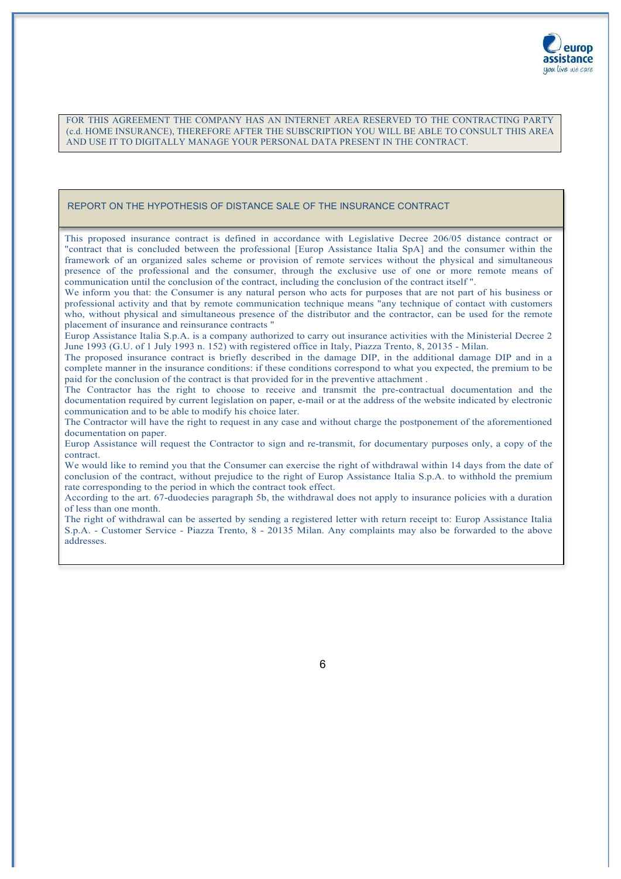FOR THIS AGREEMENT THE COMPANY HAS AN INTERNET AREA RESERVED TO THE CONTRACTING PARTY (c.d. HOME INSURANCE), THEREFORE AFTER THE SUBSCRIPTION YOU WILL BE ABLE TO CONSULT THIS AREA AND USE IT TO DIGITALLY MANAGE YOUR PERSONAL DATA PRESENT IN THE CONTRACT.

## REPORT ON THE HYPOTHESIS OF DISTANCE SALE OF THE INSURANCE CONTRACT

This proposed insurance contract is defined in accordance with Legislative Decree 206/05 distance contract or "contract that is concluded between the professional [Europ Assistance Italia SpA] and the consumer within the framework of an organized sales scheme or provision of remote services without the physical and simultaneous presence of the professional and the consumer, through the exclusive use of one or more remote means of communication until the conclusion of the contract, including the conclusion of the contract itself ".

We inform you that: the Consumer is any natural person who acts for purposes that are not part of his business or professional activity and that by remote communication technique means "any technique of contact with customers who, without physical and simultaneous presence of the distributor and the contractor, can be used for the remote placement of insurance and reinsurance contracts "

Europ Assistance Italia S.p.A. is a company authorized to carry out insurance activities with the Ministerial Decree 2 June 1993 (G.U. of 1 July 1993 n. 152) with registered office in Italy, Piazza Trento, 8, 20135 - Milan.

The proposed insurance contract is briefly described in the damage DIP, in the additional damage DIP and in a complete manner in the insurance conditions: if these conditions correspond to what you expected, the premium to be paid for the conclusion of the contract is that provided for in the preventive attachment .

The Contractor has the right to choose to receive and transmit the pre-contractual documentation and the documentation required by current legislation on paper, e-mail or at the address of the website indicated by electronic communication and to be able to modify his choice later.

The Contractor will have the right to request in any case and without charge the postponement of the aforementioned documentation on paper.

Europ Assistance will request the Contractor to sign and re-transmit, for documentary purposes only, a copy of the contract.

We would like to remind you that the Consumer can exercise the right of withdrawal within 14 days from the date of conclusion of the contract, without prejudice to the right of Europ Assistance Italia S.p.A. to withhold the premium rate corresponding to the period in which the contract took effect.

According to the art. 67-duodecies paragraph 5b, the withdrawal does not apply to insurance policies with a duration of less than one month.

The right of withdrawal can be asserted by sending a registered letter with return receipt to: Europ Assistance Italia S.p.A. - Customer Service - Piazza Trento, 8 - 20135 Milan. Any complaints may also be forwarded to the above addresses.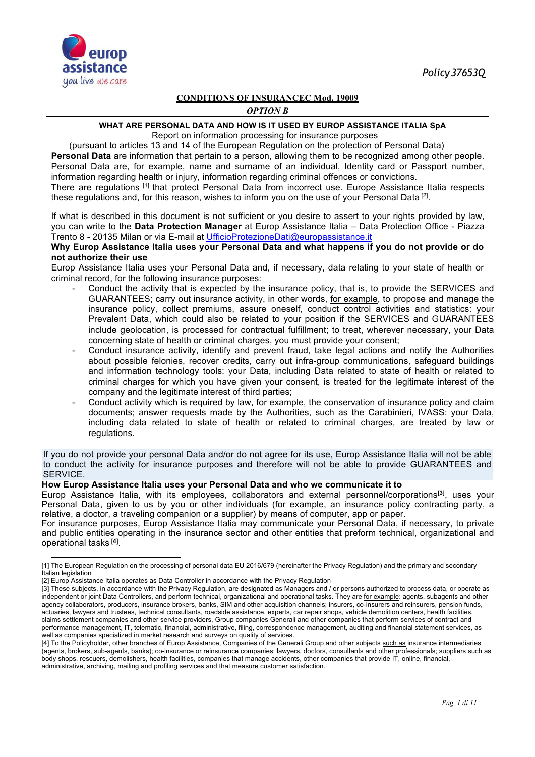| CONDITIONS OF INSURANCEC Mod. 19009 |
| --- |
| *OPTION B* |

**WHAT ARE PERSONAL DATA AND HOW IS IT USED BY EUROP ASSISTANCE ITALIA SpA**

Report on information processing for insurance purposes

(pursuant to articles 13 and 14 of the European Regulation on the protection of Personal Data)

**Personal Data** are information that pertain to a person, allowing them to be recognized among other people. Personal Data are, for example, name and surname of an individual, Identity card or Passport number, information regarding health or injury, information regarding criminal offences or convictions.

There are regulations [1] that protect Personal Data from incorrect use. Europe Assistance Italia respects these regulations and, for this reason, wishes to inform you on the use of your Personal Data [2].

If what is described in this document is not sufficient or you desire to assert to your rights provided by law, you can write to the **Data Protection Manager** at Europ Assistance Italia – Data Protection Office - Piazza Trento 8 - 20135 Milan or via E-mail at UfficioProtezioneDati@europassistance.it

**Why Europ Assistance Italia uses your Personal Data and what happens if you do not provide or do not authorize their use**

Europ Assistance Italia uses your Personal Data and, if necessary, data relating to your state of health or criminal record, for the following insurance purposes:

- Conduct the activity that is expected by the insurance policy, that is, to provide the SERVICES and GUARANTEES; carry out insurance activity, in other words, for example, to propose and manage the insurance policy, collect premiums, assure oneself, conduct control activities and statistics: your Prevalent Data, which could also be related to your position if the SERVICES and GUARANTEES include geolocation, is processed for contractual fulfillment; to treat, wherever necessary, your Data concerning state of health or criminal charges, you must provide your consent;
- Conduct insurance activity, identify and prevent fraud, take legal actions and notify the Authorities about possible felonies, recover credits, carry out infra-group communications, safeguard buildings and information technology tools: your Data, including Data related to state of health or related to criminal charges for which you have given your consent, is treated for the legitimate interest of the company and the legitimate interest of third parties;
- Conduct activity which is required by law, for example, the conservation of insurance policy and claim documents; answer requests made by the Authorities, such as the Carabinieri, IVASS: your Data, including data related to state of health or related to criminal charges, are treated by law or regulations.

If you do not provide your personal Data and/or do not agree for its use, Europ Assistance Italia will not be able to conduct the activity for insurance purposes and therefore will not be able to provide GUARANTEES and SERVICE.

**How Europ Assistance Italia uses your Personal Data and who we communicate it to**

Europ Assistance Italia, with its employees, collaborators and external personnel/corporations**[3]**, uses your Personal Data, given to us by you or other individuals (for example, an insurance policy contracting party, a relative, a doctor, a traveling companion or a supplier) by means of computer, app or paper.

For insurance purposes, Europ Assistance Italia may communicate your Personal Data, if necessary, to private and public entities operating in the insurance sector and other entities that preform technical, organizational and operational tasks **[4]**.

---

[1] The European Regulation on the processing of personal data EU 2016/679 (hereinafter the Privacy Regulation) and the primary and secondary Italian legislation

[2] Europ Assistance Italia operates as Data Controller in accordance with the Privacy Regulation

[3] These subjects, in accordance with the Privacy Regulation, are designated as Managers and / or persons authorized to process data, or operate as independent or joint Data Controllers, and perform technical, organizational and operational tasks. They are for example: agents, subagents and other agency collaborators, producers, insurance brokers, banks, SIM and other acquisition channels; insurers, co-insurers and reinsurers, pension funds, actuaries, lawyers and trustees, technical consultants, roadside assistance, experts, car repair shops, vehicle demolition centers, health facilities, claims settlement companies and other service providers, Group companies Generali and other companies that perform services of contract and performance management, IT, telematic, financial, administrative, filing, correspondence management, auditing and financial statement services, as well as companies specialized in market research and surveys on quality of services.

[4] To the Policyholder, other branches of Europ Assistance, Companies of the Generali Group and other subjects such as insurance intermediaries (agents, brokers, sub-agents, banks); co-insurance or reinsurance companies; lawyers, doctors, consultants and other professionals; suppliers such as body shops, rescuers, demolishers, health facilities, companies that manage accidents, other companies that provide IT, online, financial, administrative, archiving, mailing and profiling services and that measure customer satisfaction.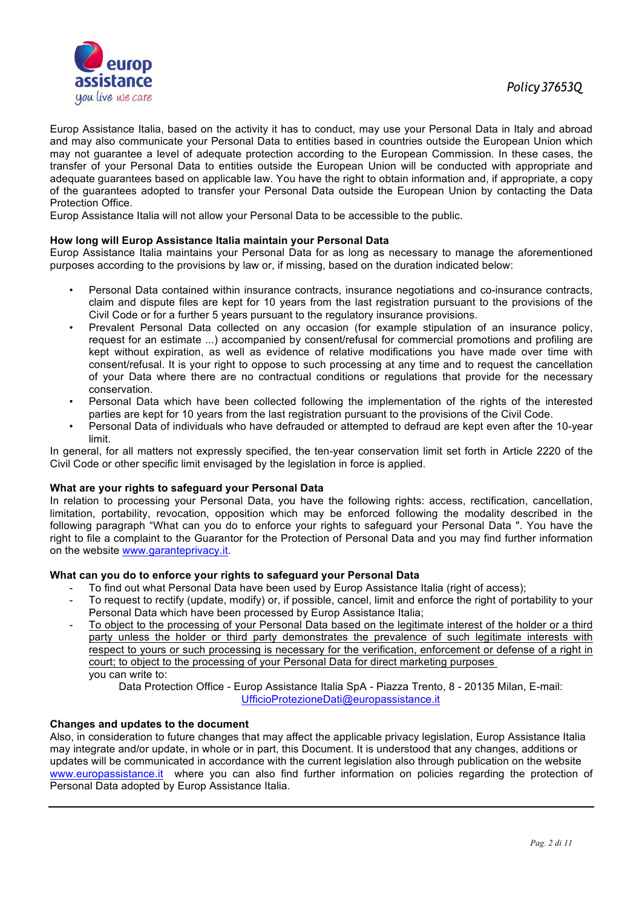Europ Assistance Italia, based on the activity it has to conduct, may use your Personal Data in Italy and abroad and may also communicate your Personal Data to entities based in countries outside the European Union which may not guarantee a level of adequate protection according to the European Commission. In these cases, the transfer of your Personal Data to entities outside the European Union will be conducted with appropriate and adequate guarantees based on applicable law. You have the right to obtain information and, if appropriate, a copy of the guarantees adopted to transfer your Personal Data outside the European Union by contacting the Data Protection Office.
Europ Assistance Italia will not allow your Personal Data to be accessible to the public.

**How long will Europ Assistance Italia maintain your Personal Data**
Europ Assistance Italia maintains your Personal Data for as long as necessary to manage the aforementioned purposes according to the provisions by law or, if missing, based on the duration indicated below:

- Personal Data contained within insurance contracts, insurance negotiations and co-insurance contracts, claim and dispute files are kept for 10 years from the last registration pursuant to the provisions of the Civil Code or for a further 5 years pursuant to the regulatory insurance provisions.
- Prevalent Personal Data collected on any occasion (for example stipulation of an insurance policy, request for an estimate ...) accompanied by consent/refusal for commercial promotions and profiling are kept without expiration, as well as evidence of relative modifications you have made over time with consent/refusal. It is your right to oppose to such processing at any time and to request the cancellation of your Data where there are no contractual conditions or regulations that provide for the necessary conservation.
- Personal Data which have been collected following the implementation of the rights of the interested parties are kept for 10 years from the last registration pursuant to the provisions of the Civil Code.
- Personal Data of individuals who have defrauded or attempted to defraud are kept even after the 10-year limit.

In general, for all matters not expressly specified, the ten-year conservation limit set forth in Article 2220 of the Civil Code or other specific limit envisaged by the legislation in force is applied.

**What are your rights to safeguard your Personal Data**
In relation to processing your Personal Data, you have the following rights: access, rectification, cancellation, limitation, portability, revocation, opposition which may be enforced following the modality described in the following paragraph "What can you do to enforce your rights to safeguard your Personal Data ". You have the right to file a complaint to the Guarantor for the Protection of Personal Data and you may find further information on the website www.garanteprivacy.it.

**What can you do to enforce your rights to safeguard your Personal Data**

- To find out what Personal Data have been used by Europ Assistance Italia (right of access);
- To request to rectify (update, modify) or, if possible, cancel, limit and enforce the right of portability to your Personal Data which have been processed by Europ Assistance Italia;
- To object to the processing of your Personal Data based on the legitimate interest of the holder or a third party unless the holder or third party demonstrates the prevalence of such legitimate interests with respect to yours or such processing is necessary for the verification, enforcement or defense of a right in court; to object to the processing of your Personal Data for direct marketing purposes

you can write to:

Data Protection Office - Europ Assistance Italia SpA - Piazza Trento, 8 - 20135 Milan, E-mail: UfficioProtezioneDati@europassistance.it

**Changes and updates to the document**
Also, in consideration to future changes that may affect the applicable privacy legislation, Europ Assistance Italia may integrate and/or update, in whole or in part, this Document. It is understood that any changes, additions or updates will be communicated in accordance with the current legislation also through publication on the website www.europassistance.it where you can also find further information on policies regarding the protection of Personal Data adopted by Europ Assistance Italia.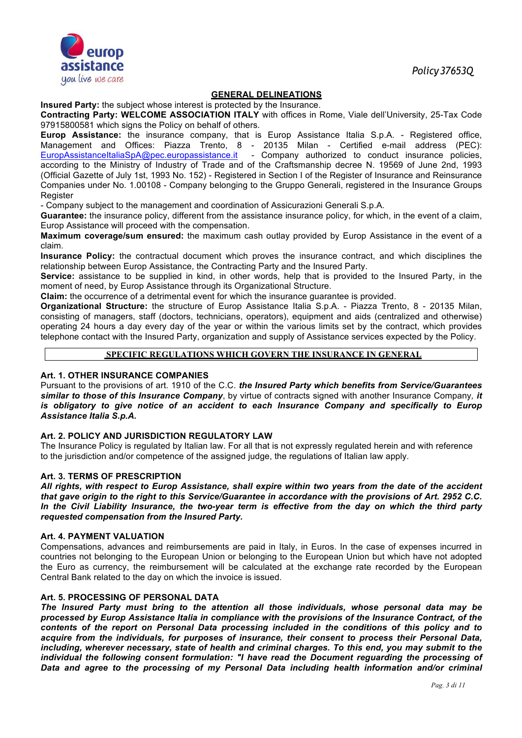Policy 37653Q

## GENERAL DELINEATIONS

**Insured Party:** the subject whose interest is protected by the Insurance.

**Contracting Party: WELCOME ASSOCIATION ITALY** with offices in Rome, Viale dell'University, 25-Tax Code 97915800581 which signs the Policy on behalf of others.

**Europ Assistance:** the insurance company, that is Europ Assistance Italia S.p.A. - Registered office, Management and Offices: Piazza Trento, 8 - 20135 Milan - Certified e-mail address (PEC): EuropAssistanceItaliaSpA@pec.europassistance.it - Company authorized to conduct insurance policies, according to the Ministry of Industry of Trade and of the Craftsmanship decree N. 19569 of June 2nd, 1993 (Official Gazette of July 1st, 1993 No. 152) - Registered in Section I of the Register of Insurance and Reinsurance Companies under No. 1.00108 - Company belonging to the Gruppo Generali, registered in the Insurance Groups Register

- Company subject to the management and coordination of Assicurazioni Generali S.p.A.

**Guarantee:** the insurance policy, different from the assistance insurance policy, for which, in the event of a claim, Europ Assistance will proceed with the compensation.

**Maximum coverage/sum ensured:** the maximum cash outlay provided by Europ Assistance in the event of a claim.

**Insurance Policy:** the contractual document which proves the insurance contract, and which disciplines the relationship between Europ Assistance, the Contracting Party and the Insured Party.

**Service:** assistance to be supplied in kind, in other words, help that is provided to the Insured Party, in the moment of need, by Europ Assistance through its Organizational Structure.

**Claim:** the occurrence of a detrimental event for which the insurance guarantee is provided.

**Organizational Structure:** the structure of Europ Assistance Italia S.p.A. - Piazza Trento, 8 - 20135 Milan, consisting of managers, staff (doctors, technicians, operators), equipment and aids (centralized and otherwise) operating 24 hours a day every day of the year or within the various limits set by the contract, which provides telephone contact with the Insured Party, organization and supply of Assistance services expected by the Policy.

## SPECIFIC REGULATIONS WHICH GOVERN THE INSURANCE IN GENERAL

### Art. 1. OTHER INSURANCE COMPANIES

Pursuant to the provisions of art. 1910 of the C.C. ***the Insured Party which benefits from Service/Guarantees similar to those of this Insurance Company***, by virtue of contracts signed with another Insurance Company, ***it is obligatory to give notice of an accident to each Insurance Company and specifically to Europ Assistance Italia S.p.A.***

### Art. 2. POLICY AND JURISDICTION REGULATORY LAW

The Insurance Policy is regulated by Italian law. For all that is not expressly regulated herein and with reference to the jurisdiction and/or competence of the assigned judge, the regulations of Italian law apply.

### Art. 3. TERMS OF PRESCRIPTION

***All rights, with respect to Europ Assistance, shall expire within two years from the date of the accident that gave origin to the right to this Service/Guarantee in accordance with the provisions of Art. 2952 C.C. In the Civil Liability Insurance, the two-year term is effective from the day on which the third party requested compensation from the Insured Party.***

### Art. 4. PAYMENT VALUATION

Compensations, advances and reimbursements are paid in Italy, in Euros. In the case of expenses incurred in countries not belonging to the European Union or belonging to the European Union but which have not adopted the Euro as currency, the reimbursement will be calculated at the exchange rate recorded by the European Central Bank related to the day on which the invoice is issued.

### Art. 5. PROCESSING OF PERSONAL DATA

***The Insured Party must bring to the attention all those individuals, whose personal data may be processed by Europ Assistance Italia in compliance with the provisions of the Insurance Contract, of the contents of the report on Personal Data processing included in the conditions of this policy and to acquire from the individuals, for purposes of insurance, their consent to process their Personal Data, including, wherever necessary, state of health and criminal charges. To this end, you may submit to the individual the following consent formulation: "I have read the Document reguarding the processing of Data and agree to the processing of my Personal Data including health information and/or criminal***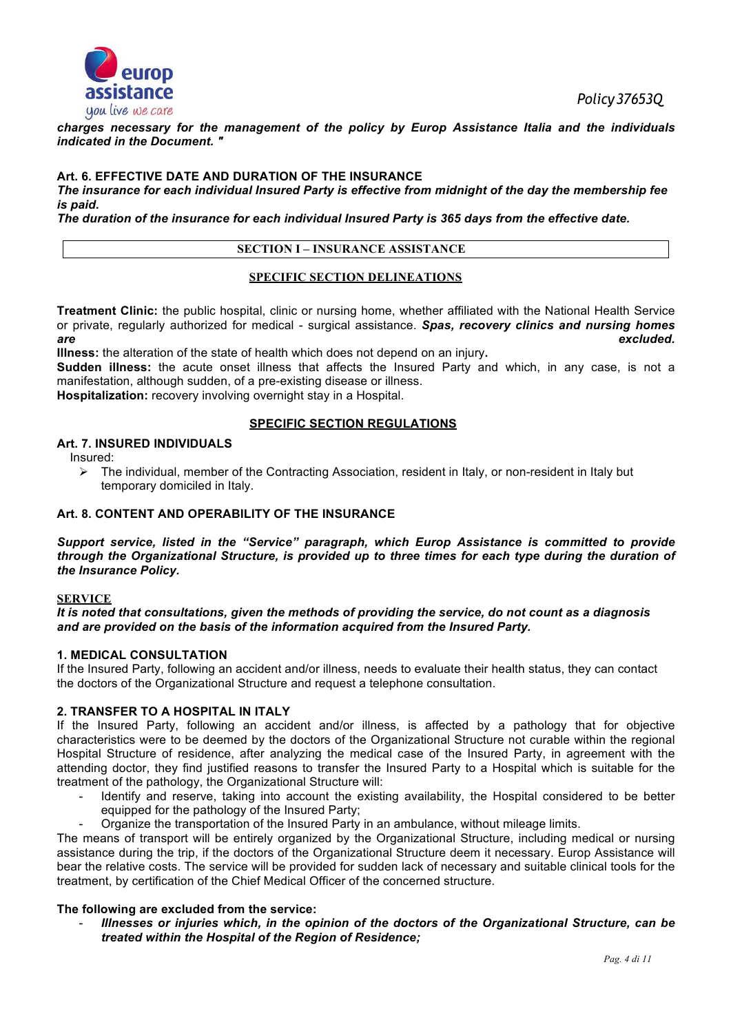***charges necessary for the management of the policy by Europ Assistance Italia and the individuals indicated in the Document. "***

**Art. 6. EFFECTIVE DATE AND DURATION OF THE INSURANCE**

***The insurance for each individual Insured Party is effective from midnight of the day the membership fee is paid.***

***The duration of the insurance for each individual Insured Party is 365 days from the effective date.***

## SECTION I – INSURANCE ASSISTANCE

### SPECIFIC SECTION DELINEATIONS

**Treatment Clinic:** the public hospital, clinic or nursing home, whether affiliated with the National Health Service or private, regularly authorized for medical - surgical assistance. ***Spas, recovery clinics and nursing homes are excluded.***

**Illness:** the alteration of the state of health which does not depend on an injury**.**

**Sudden illness:** the acute onset illness that affects the Insured Party and which, in any case, is not a manifestation, although sudden, of a pre-existing disease or illness.

**Hospitalization:** recovery involving overnight stay in a Hospital.

### SPECIFIC SECTION REGULATIONS

**Art. 7. INSURED INDIVIDUALS**

Insured:

- The individual, member of the Contracting Association, resident in Italy, or non-resident in Italy but temporary domiciled in Italy.

**Art. 8. CONTENT AND OPERABILITY OF THE INSURANCE**

***Support service, listed in the "Service" paragraph, which Europ Assistance is committed to provide through the Organizational Structure, is provided up to three times for each type during the duration of the Insurance Policy.***

**SERVICE**

***It is noted that consultations, given the methods of providing the service, do not count as a diagnosis and are provided on the basis of the information acquired from the Insured Party.***

**1. MEDICAL CONSULTATION**

If the Insured Party, following an accident and/or illness, needs to evaluate their health status, they can contact the doctors of the Organizational Structure and request a telephone consultation.

**2. TRANSFER TO A HOSPITAL IN ITALY**

If the Insured Party, following an accident and/or illness, is affected by a pathology that for objective characteristics were to be deemed by the doctors of the Organizational Structure not curable within the regional Hospital Structure of residence, after analyzing the medical case of the Insured Party, in agreement with the attending doctor, they find justified reasons to transfer the Insured Party to a Hospital which is suitable for the treatment of the pathology, the Organizational Structure will:

- Identify and reserve, taking into account the existing availability, the Hospital considered to be better equipped for the pathology of the Insured Party;
- Organize the transportation of the Insured Party in an ambulance, without mileage limits.

The means of transport will be entirely organized by the Organizational Structure, including medical or nursing assistance during the trip, if the doctors of the Organizational Structure deem it necessary. Europ Assistance will bear the relative costs. The service will be provided for sudden lack of necessary and suitable clinical tools for the treatment, by certification of the Chief Medical Officer of the concerned structure.

**The following are excluded from the service:**

- ***Illnesses or injuries which, in the opinion of the doctors of the Organizational Structure, can be treated within the Hospital of the Region of Residence;***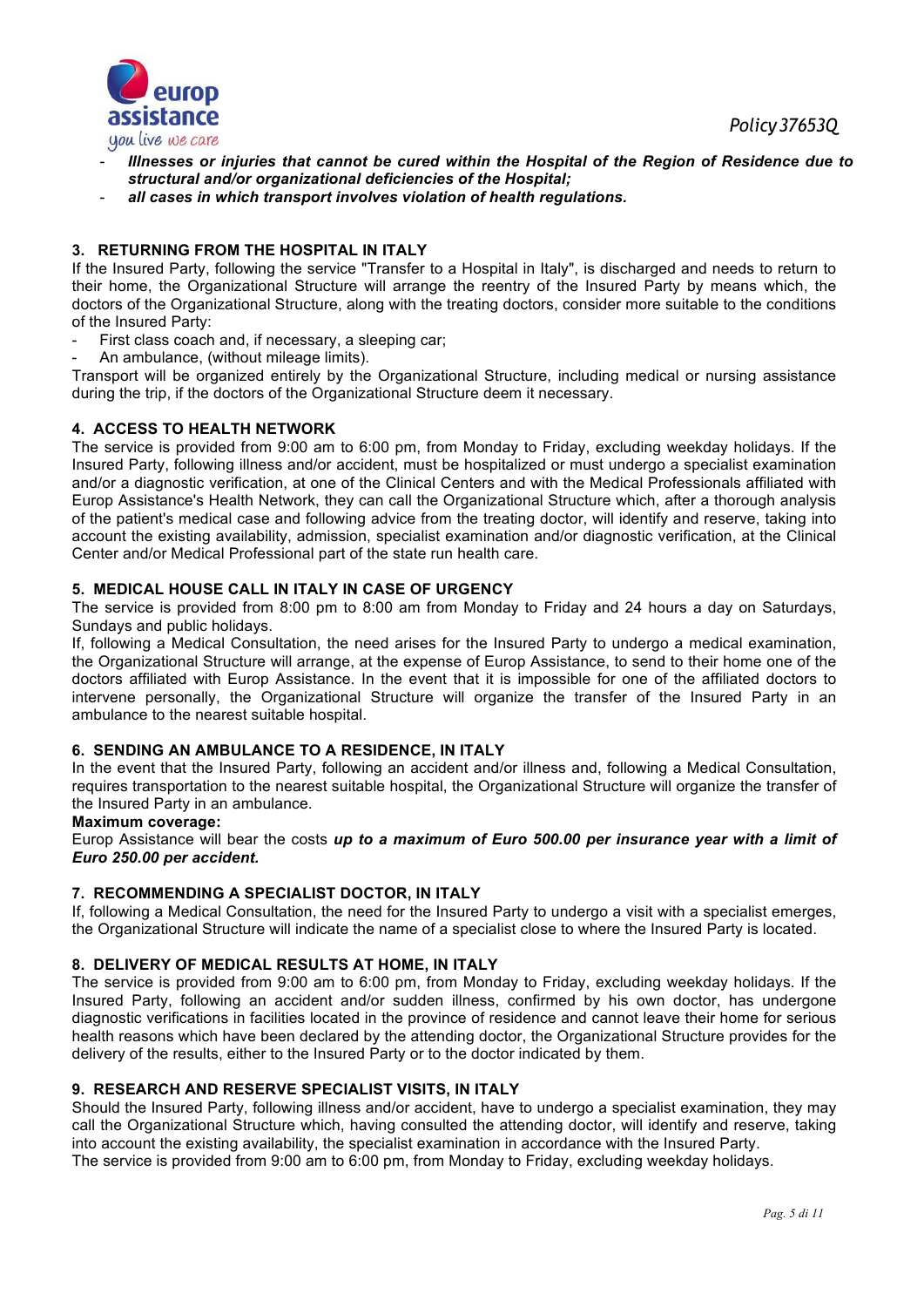- ***Illnesses or injuries that cannot be cured within the Hospital of the Region of Residence due to structural and/or organizational deficiencies of the Hospital;***
- ***all cases in which transport involves violation of health regulations.***

### 3. RETURNING FROM THE HOSPITAL IN ITALY

If the Insured Party, following the service "Transfer to a Hospital in Italy", is discharged and needs to return to their home, the Organizational Structure will arrange the reentry of the Insured Party by means which, the doctors of the Organizational Structure, along with the treating doctors, consider more suitable to the conditions of the Insured Party:

- First class coach and, if necessary, a sleeping car;
- An ambulance, (without mileage limits).

Transport will be organized entirely by the Organizational Structure, including medical or nursing assistance during the trip, if the doctors of the Organizational Structure deem it necessary.

### 4. ACCESS TO HEALTH NETWORK

The service is provided from 9:00 am to 6:00 pm, from Monday to Friday, excluding weekday holidays. If the Insured Party, following illness and/or accident, must be hospitalized or must undergo a specialist examination and/or a diagnostic verification, at one of the Clinical Centers and with the Medical Professionals affiliated with Europ Assistance's Health Network, they can call the Organizational Structure which, after a thorough analysis of the patient's medical case and following advice from the treating doctor, will identify and reserve, taking into account the existing availability, admission, specialist examination and/or diagnostic verification, at the Clinical Center and/or Medical Professional part of the state run health care.

### 5. MEDICAL HOUSE CALL IN ITALY IN CASE OF URGENCY

The service is provided from 8:00 pm to 8:00 am from Monday to Friday and 24 hours a day on Saturdays, Sundays and public holidays.

If, following a Medical Consultation, the need arises for the Insured Party to undergo a medical examination, the Organizational Structure will arrange, at the expense of Europ Assistance, to send to their home one of the doctors affiliated with Europ Assistance. In the event that it is impossible for one of the affiliated doctors to intervene personally, the Organizational Structure will organize the transfer of the Insured Party in an ambulance to the nearest suitable hospital.

### 6. SENDING AN AMBULANCE TO A RESIDENCE, IN ITALY

In the event that the Insured Party, following an accident and/or illness and, following a Medical Consultation, requires transportation to the nearest suitable hospital, the Organizational Structure will organize the transfer of the Insured Party in an ambulance.

**Maximum coverage:**

Europ Assistance will bear the costs ***up to a maximum of Euro 500.00 per insurance year with a limit of Euro 250.00 per accident.***

### 7. RECOMMENDING A SPECIALIST DOCTOR, IN ITALY

If, following a Medical Consultation, the need for the Insured Party to undergo a visit with a specialist emerges, the Organizational Structure will indicate the name of a specialist close to where the Insured Party is located.

### 8. DELIVERY OF MEDICAL RESULTS AT HOME, IN ITALY

The service is provided from 9:00 am to 6:00 pm, from Monday to Friday, excluding weekday holidays. If the Insured Party, following an accident and/or sudden illness, confirmed by his own doctor, has undergone diagnostic verifications in facilities located in the province of residence and cannot leave their home for serious health reasons which have been declared by the attending doctor, the Organizational Structure provides for the delivery of the results, either to the Insured Party or to the doctor indicated by them.

### 9. RESEARCH AND RESERVE SPECIALIST VISITS, IN ITALY

Should the Insured Party, following illness and/or accident, have to undergo a specialist examination, they may call the Organizational Structure which, having consulted the attending doctor, will identify and reserve, taking into account the existing availability, the specialist examination in accordance with the Insured Party.

The service is provided from 9:00 am to 6:00 pm, from Monday to Friday, excluding weekday holidays.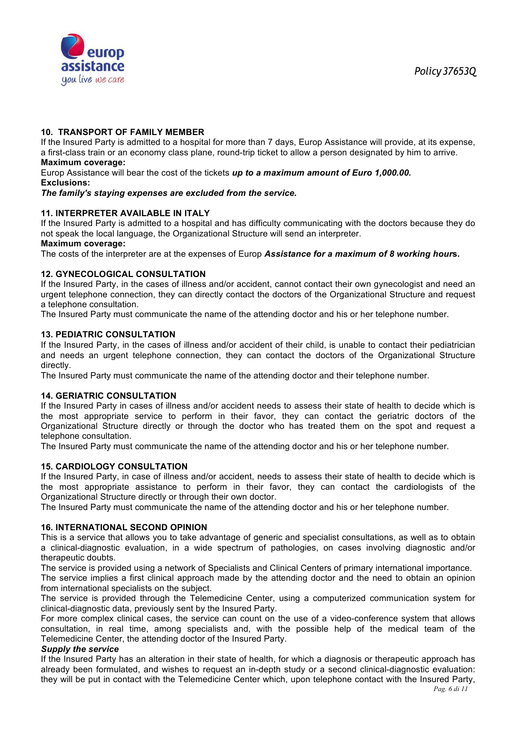**10. TRANSPORT OF FAMILY MEMBER**

If the Insured Party is admitted to a hospital for more than 7 days, Europ Assistance will provide, at its expense, a first-class train or an economy class plane, round-trip ticket to allow a person designated by him to arrive.

**Maximum coverage:**

Europ Assistance will bear the cost of the tickets ***up to a maximum amount of Euro 1,000.00.***

**Exclusions:**

***The family's staying expenses are excluded from the service.***

**11. INTERPRETER AVAILABLE IN ITALY**

If the Insured Party is admitted to a hospital and has difficulty communicating with the doctors because they do not speak the local language, the Organizational Structure will send an interpreter.

**Maximum coverage:**

The costs of the interpreter are at the expenses of Europ ***Assistance for a maximum of 8 working hour*s.**

**12. GYNECOLOGICAL CONSULTATION**

If the Insured Party, in the cases of illness and/or accident, cannot contact their own gynecologist and need an urgent telephone connection, they can directly contact the doctors of the Organizational Structure and request a telephone consultation.

The Insured Party must communicate the name of the attending doctor and his or her telephone number.

**13. PEDIATRIC CONSULTATION**

If the Insured Party, in the cases of illness and/or accident of their child, is unable to contact their pediatrician and needs an urgent telephone connection, they can contact the doctors of the Organizational Structure directly.

The Insured Party must communicate the name of the attending doctor and their telephone number.

**14. GERIATRIC CONSULTATION**

If the Insured Party in cases of illness and/or accident needs to assess their state of health to decide which is the most appropriate service to perform in their favor, they can contact the geriatric doctors of the Organizational Structure directly or through the doctor who has treated them on the spot and request a telephone consultation.

The Insured Party must communicate the name of the attending doctor and his or her telephone number.

**15. CARDIOLOGY CONSULTATION**

If the Insured Party, in case of illness and/or accident, needs to assess their state of health to decide which is the most appropriate assistance to perform in their favor, they can contact the cardiologists of the Organizational Structure directly or through their own doctor.

The Insured Party must communicate the name of the attending doctor and his or her telephone number.

**16. INTERNATIONAL SECOND OPINION**

This is a service that allows you to take advantage of generic and specialist consultations, as well as to obtain a clinical-diagnostic evaluation, in a wide spectrum of pathologies, on cases involving diagnostic and/or therapeutic doubts.

The service is provided using a network of Specialists and Clinical Centers of primary international importance.

The service implies a first clinical approach made by the attending doctor and the need to obtain an opinion from international specialists on the subject.

The service is provided through the Telemedicine Center, using a computerized communication system for clinical-diagnostic data, previously sent by the Insured Party.

For more complex clinical cases, the service can count on the use of a video-conference system that allows consultation, in real time, among specialists and, with the possible help of the medical team of the Telemedicine Center, the attending doctor of the Insured Party.

***Supply the service***

If the Insured Party has an alteration in their state of health, for which a diagnosis or therapeutic approach has already been formulated, and wishes to request an in-depth study or a second clinical-diagnostic evaluation: they will be put in contact with the Telemedicine Center which, upon telephone contact with the Insured Party,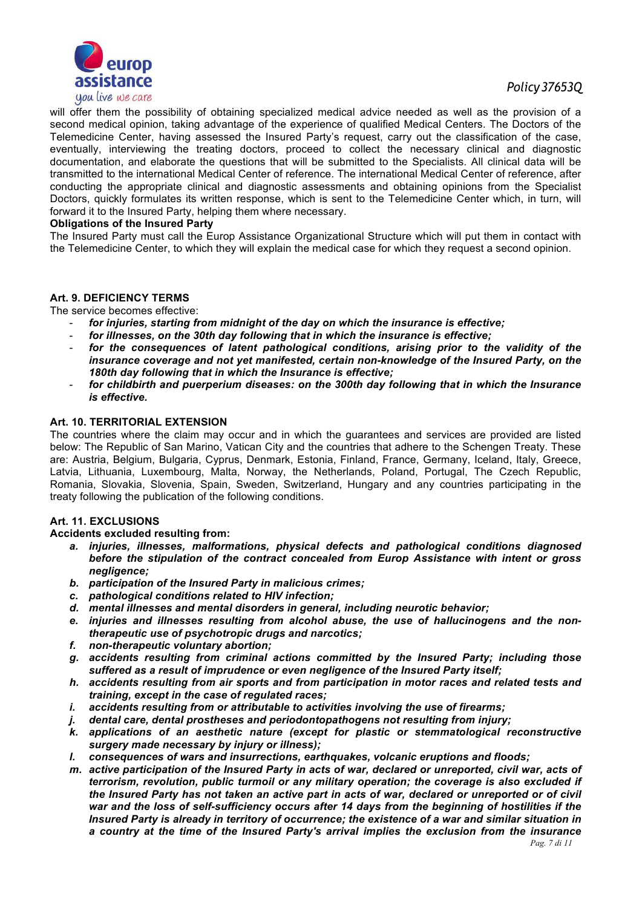will offer them the possibility of obtaining specialized medical advice needed as well as the provision of a second medical opinion, taking advantage of the experience of qualified Medical Centers. The Doctors of the Telemedicine Center, having assessed the Insured Party's request, carry out the classification of the case, eventually, interviewing the treating doctors, proceed to collect the necessary clinical and diagnostic documentation, and elaborate the questions that will be submitted to the Specialists. All clinical data will be transmitted to the international Medical Center of reference. The international Medical Center of reference, after conducting the appropriate clinical and diagnostic assessments and obtaining opinions from the Specialist Doctors, quickly formulates its written response, which is sent to the Telemedicine Center which, in turn, will forward it to the Insured Party, helping them where necessary.

**Obligations of the Insured Party**

The Insured Party must call the Europ Assistance Organizational Structure which will put them in contact with the Telemedicine Center, to which they will explain the medical case for which they request a second opinion.

### Art. 9. DEFICIENCY TERMS

The service becomes effective:

- ***for injuries, starting from midnight of the day on which the insurance is effective;***
- ***for illnesses, on the 30th day following that in which the insurance is effective;***
- ***for the consequences of latent pathological conditions, arising prior to the validity of the insurance coverage and not yet manifested, certain non-knowledge of the Insured Party, on the 180th day following that in which the Insurance is effective;***
- ***for childbirth and puerperium diseases: on the 300th day following that in which the Insurance is effective.***

### Art. 10. TERRITORIAL EXTENSION

The countries where the claim may occur and in which the guarantees and services are provided are listed below: The Republic of San Marino, Vatican City and the countries that adhere to the Schengen Treaty. These are: Austria, Belgium, Bulgaria, Cyprus, Denmark, Estonia, Finland, France, Germany, Iceland, Italy, Greece, Latvia, Lithuania, Luxembourg, Malta, Norway, the Netherlands, Poland, Portugal, The Czech Republic, Romania, Slovakia, Slovenia, Spain, Sweden, Switzerland, Hungary and any countries participating in the treaty following the publication of the following conditions.

### Art. 11. EXCLUSIONS

**Accidents excluded resulting from:**

a. ***injuries, illnesses, malformations, physical defects and pathological conditions diagnosed before the stipulation of the contract concealed from Europ Assistance with intent or gross negligence;***
b. ***participation of the Insured Party in malicious crimes;***
c. ***pathological conditions related to HIV infection;***
d. ***mental illnesses and mental disorders in general, including neurotic behavior;***
e. ***injuries and illnesses resulting from alcohol abuse, the use of hallucinogens and the non-therapeutic use of psychotropic drugs and narcotics;***
f. ***non-therapeutic voluntary abortion;***
g. ***accidents resulting from criminal actions committed by the Insured Party; including those suffered as a result of imprudence or even negligence of the Insured Party itself;***
h. ***accidents resulting from air sports and from participation in motor races and related tests and training, except in the case of regulated races;***
i. ***accidents resulting from or attributable to activities involving the use of firearms;***
j. ***dental care, dental prostheses and periodontopathogens not resulting from injury;***
k. ***applications of an aesthetic nature (except for plastic or stemmatological reconstructive surgery made necessary by injury or illness);***
l. ***consequences of wars and insurrections, earthquakes, volcanic eruptions and floods;***
m. ***active participation of the Insured Party in acts of war, declared or unreported, civil war, acts of terrorism, revolution, public turmoil or any military operation; the coverage is also excluded if the Insured Party has not taken an active part in acts of war, declared or unreported or of civil war and the loss of self-sufficiency occurs after 14 days from the beginning of hostilities if the Insured Party is already in territory of occurrence; the existence of a war and similar situation in a country at the time of the Insured Party's arrival implies the exclusion from the insurance***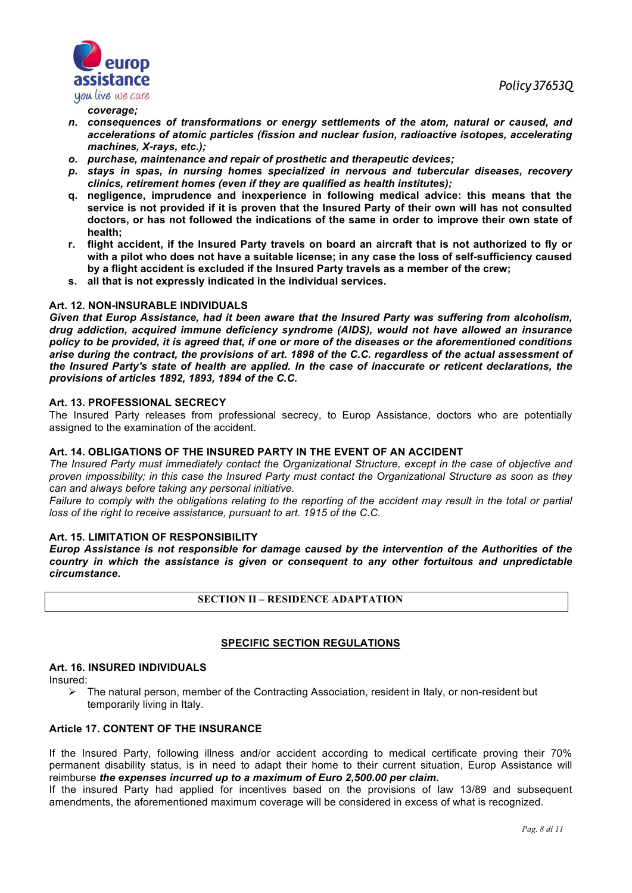***coverage;***

n. ***consequences of transformations or energy settlements of the atom, natural or caused, and accelerations of atomic particles (fission and nuclear fusion, radioactive isotopes, accelerating machines, X-rays, etc.);***
o. ***purchase, maintenance and repair of prosthetic and therapeutic devices;***
p. ***stays in spas, in nursing homes specialized in nervous and tubercular diseases, recovery clinics, retirement homes (even if they are qualified as health institutes);***
q. **negligence, imprudence and inexperience in following medical advice: this means that the service is not provided if it is proven that the Insured Party of their own will has not consulted doctors, or has not followed the indications of the same in order to improve their own state of health;**
r. **flight accident, if the Insured Party travels on board an aircraft that is not authorized to fly or with a pilot who does not have a suitable license; in any case the loss of self-sufficiency caused by a flight accident is excluded if the Insured Party travels as a member of the crew;**
s. **all that is not expressly indicated in the individual services.**

### Art. 12. NON-INSURABLE INDIVIDUALS

***Given that Europ Assistance, had it been aware that the Insured Party was suffering from alcoholism, drug addiction, acquired immune deficiency syndrome (AIDS), would not have allowed an insurance policy to be provided, it is agreed that, if one or more of the diseases or the aforementioned conditions arise during the contract, the provisions of art. 1898 of the C.C. regardless of the actual assessment of the Insured Party's state of health are applied. In the case of inaccurate or reticent declarations, the provisions of articles 1892, 1893, 1894 of the C.C.***

### Art. 13. PROFESSIONAL SECRECY

The Insured Party releases from professional secrecy, to Europ Assistance, doctors who are potentially assigned to the examination of the accident.

### Art. 14. OBLIGATIONS OF THE INSURED PARTY IN THE EVENT OF AN ACCIDENT

*The Insured Party must immediately contact the Organizational Structure, except in the case of objective and proven impossibility; in this case the Insured Party must contact the Organizational Structure as soon as they can and always before taking any personal initiative.*

*Failure to comply with the obligations relating to the reporting of the accident may result in the total or partial loss of the right to receive assistance, pursuant to art. 1915 of the C.C.*

### Art. 15. LIMITATION OF RESPONSIBILITY

***Europ Assistance is not responsible for damage caused by the intervention of the Authorities of the country in which the assistance is given or consequent to any other fortuitous and unpredictable circumstance.***

## SECTION II – RESIDENCE ADAPTATION

### SPECIFIC SECTION REGULATIONS

### Art. 16. INSURED INDIVIDUALS

Insured:

- The natural person, member of the Contracting Association, resident in Italy, or non-resident but temporarily living in Italy.

### Article 17. CONTENT OF THE INSURANCE

If the Insured Party, following illness and/or accident according to medical certificate proving their 70% permanent disability status, is in need to adapt their home to their current situation, Europ Assistance will reimburse ***the expenses incurred up to a maximum of Euro 2,500.00 per claim.***

If the insured Party had applied for incentives based on the provisions of law 13/89 and subsequent amendments, the aforementioned maximum coverage will be considered in excess of what is recognized.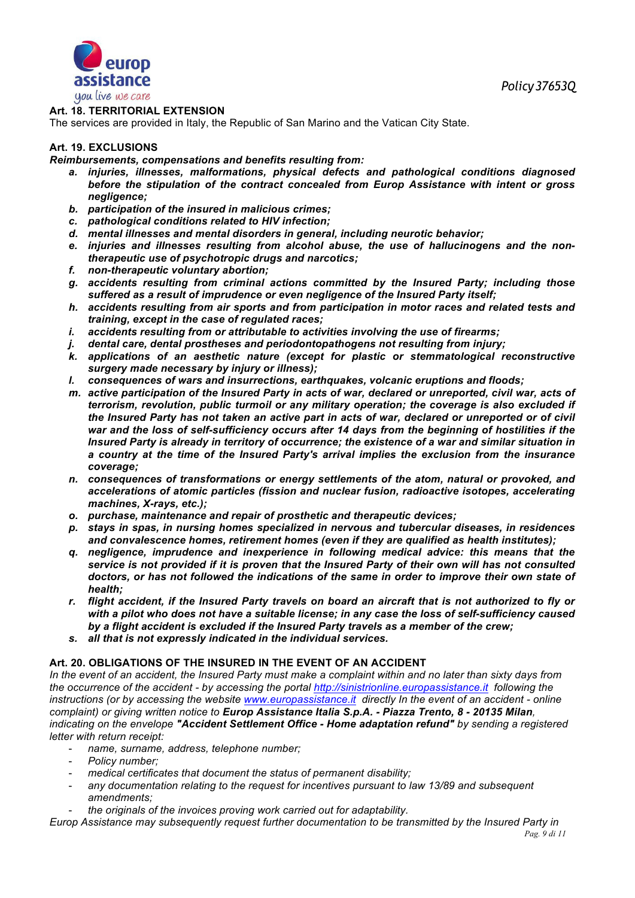### Art. 18. TERRITORIAL EXTENSION

The services are provided in Italy, the Republic of San Marino and the Vatican City State.

### Art. 19. EXCLUSIONS

***Reimbursements, compensations and benefits resulting from:***

- ***a. injuries, illnesses, malformations, physical defects and pathological conditions diagnosed before the stipulation of the contract concealed from Europ Assistance with intent or gross negligence;***
- ***b. participation of the insured in malicious crimes;***
- ***c. pathological conditions related to HIV infection;***
- ***d. mental illnesses and mental disorders in general, including neurotic behavior;***
- ***e. injuries and illnesses resulting from alcohol abuse, the use of hallucinogens and the non-therapeutic use of psychotropic drugs and narcotics;***
- ***f. non-therapeutic voluntary abortion;***
- ***g. accidents resulting from criminal actions committed by the Insured Party; including those suffered as a result of imprudence or even negligence of the Insured Party itself;***
- ***h. accidents resulting from air sports and from participation in motor races and related tests and training, except in the case of regulated races;***
- ***i. accidents resulting from or attributable to activities involving the use of firearms;***
- ***j. dental care, dental prostheses and periodontopathogens not resulting from injury;***
- ***k. applications of an aesthetic nature (except for plastic or stemmatological reconstructive surgery made necessary by injury or illness);***
- ***l. consequences of wars and insurrections, earthquakes, volcanic eruptions and floods;***
- ***m. active participation of the Insured Party in acts of war, declared or unreported, civil war, acts of terrorism, revolution, public turmoil or any military operation; the coverage is also excluded if the Insured Party has not taken an active part in acts of war, declared or unreported or of civil war and the loss of self-sufficiency occurs after 14 days from the beginning of hostilities if the Insured Party is already in territory of occurrence; the existence of a war and similar situation in a country at the time of the Insured Party's arrival implies the exclusion from the insurance coverage;***
- ***n. consequences of transformations or energy settlements of the atom, natural or provoked, and accelerations of atomic particles (fission and nuclear fusion, radioactive isotopes, accelerating machines, X-rays, etc.);***
- ***o. purchase, maintenance and repair of prosthetic and therapeutic devices;***
- ***p. stays in spas, in nursing homes specialized in nervous and tubercular diseases, in residences and convalescence homes, retirement homes (even if they are qualified as health institutes);***
- ***q. negligence, imprudence and inexperience in following medical advice: this means that the service is not provided if it is proven that the Insured Party of their own will has not consulted doctors, or has not followed the indications of the same in order to improve their own state of health;***
- ***r. flight accident, if the Insured Party travels on board an aircraft that is not authorized to fly or with a pilot who does not have a suitable license; in any case the loss of self-sufficiency caused by a flight accident is excluded if the Insured Party travels as a member of the crew;***
- ***s. all that is not expressly indicated in the individual services.***

### Art. 20. OBLIGATIONS OF THE INSURED IN THE EVENT OF AN ACCIDENT

*In the event of an accident, the Insured Party must make a complaint within and no later than sixty days from the occurrence of the accident - by accessing the portal http://sinistrionline.europassistance.it following the instructions (or by accessing the website www.europassistance.it directly In the event of an accident - online complaint) or giving written notice to **Europ Assistance Italia S.p.A. - Piazza Trento, 8 - 20135 Milan**, indicating on the envelope **"Accident Settlement Office - Home adaptation refund"** by sending a registered letter with return receipt:*

- *name, surname, address, telephone number;*
- *Policy number;*
- *medical certificates that document the status of permanent disability;*
- *any documentation relating to the request for incentives pursuant to law 13/89 and subsequent amendments;*
- *the originals of the invoices proving work carried out for adaptability.*

*Europ Assistance may subsequently request further documentation to be transmitted by the Insured Party in*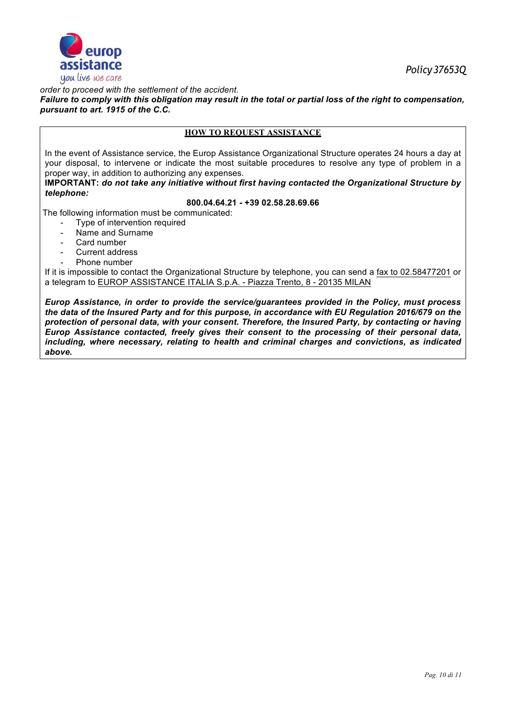*order to proceed with the settlement of the accident.*
***Failure to comply with this obligation may result in the total or partial loss of the right to compensation, pursuant to art. 1915 of the C.C.***

## HOW TO REQUEST ASSISTANCE

In the event of Assistance service, the Europ Assistance Organizational Structure operates 24 hours a day at your disposal, to intervene or indicate the most suitable procedures to resolve any type of problem in a proper way, in addition to authorizing any expenses.

**IMPORTANT:** ***do not take any initiative without first having contacted the Organizational Structure by telephone:***

**800.04.64.21 - +39 02.58.28.69.66**

The following information must be communicated:

- Type of intervention required
- Name and Surname
- Card number
- Current address
- Phone number

If it is impossible to contact the Organizational Structure by telephone, you can send a fax to 02.58477201 or a telegram to EUROP ASSISTANCE ITALIA S.p.A. - Piazza Trento, 8 - 20135 MILAN

***Europ Assistance, in order to provide the service/guarantees provided in the Policy, must process the data of the Insured Party and for this purpose, in accordance with EU Regulation 2016/679 on the protection of personal data, with your consent. Therefore, the Insured Party, by contacting or having Europ Assistance contacted, freely gives their consent to the processing of their personal data, including, where necessary, relating to health and criminal charges and convictions, as indicated above.***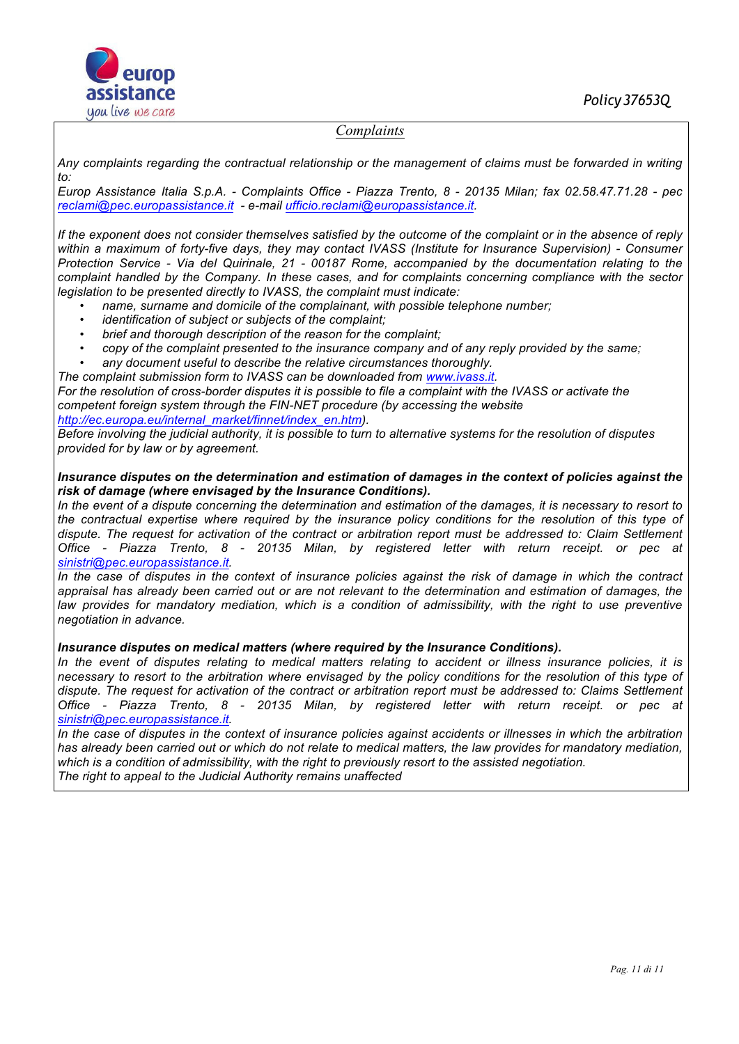## *Complaints*

*Any complaints regarding the contractual relationship or the management of claims must be forwarded in writing to:*
*Europ Assistance Italia S.p.A. - Complaints Office - Piazza Trento, 8 - 20135 Milan; fax 02.58.47.71.28 - pec reclami@pec.europassistance.it - e-mail ufficio.reclami@europassistance.it.*

*If the exponent does not consider themselves satisfied by the outcome of the complaint or in the absence of reply within a maximum of forty-five days, they may contact IVASS (Institute for Insurance Supervision) - Consumer Protection Service - Via del Quirinale, 21 - 00187 Rome, accompanied by the documentation relating to the complaint handled by the Company. In these cases, and for complaints concerning compliance with the sector legislation to be presented directly to IVASS, the complaint must indicate:*

- *name, surname and domicile of the complainant, with possible telephone number;*
- *identification of subject or subjects of the complaint;*
- *brief and thorough description of the reason for the complaint;*
- *copy of the complaint presented to the insurance company and of any reply provided by the same;*
- *any document useful to describe the relative circumstances thoroughly.*

*The complaint submission form to IVASS can be downloaded from www.ivass.it.*
*For the resolution of cross-border disputes it is possible to file a complaint with the IVASS or activate the competent foreign system through the FIN-NET procedure (by accessing the website http://ec.europa.eu/internal_market/finnet/index_en.htm).*
*Before involving the judicial authority, it is possible to turn to alternative systems for the resolution of disputes provided for by law or by agreement.*

***Insurance disputes on the determination and estimation of damages in the context of policies against the risk of damage (where envisaged by the Insurance Conditions).***
*In the event of a dispute concerning the determination and estimation of the damages, it is necessary to resort to the contractual expertise where required by the insurance policy conditions for the resolution of this type of dispute. The request for activation of the contract or arbitration report must be addressed to: Claim Settlement Office - Piazza Trento, 8 - 20135 Milan, by registered letter with return receipt. or pec at sinistri@pec.europassistance.it.*
*In the case of disputes in the context of insurance policies against the risk of damage in which the contract appraisal has already been carried out or are not relevant to the determination and estimation of damages, the law provides for mandatory mediation, which is a condition of admissibility, with the right to use preventive negotiation in advance.*

***Insurance disputes on medical matters (where required by the Insurance Conditions).***
*In the event of disputes relating to medical matters relating to accident or illness insurance policies, it is necessary to resort to the arbitration where envisaged by the policy conditions for the resolution of this type of dispute. The request for activation of the contract or arbitration report must be addressed to: Claims Settlement Office - Piazza Trento, 8 - 20135 Milan, by registered letter with return receipt. or pec at sinistri@pec.europassistance.it.*
*In the case of disputes in the context of insurance policies against accidents or illnesses in which the arbitration has already been carried out or which do not relate to medical matters, the law provides for mandatory mediation, which is a condition of admissibility, with the right to previously resort to the assisted negotiation.*
*The right to appeal to the Judicial Authority remains unaffected*